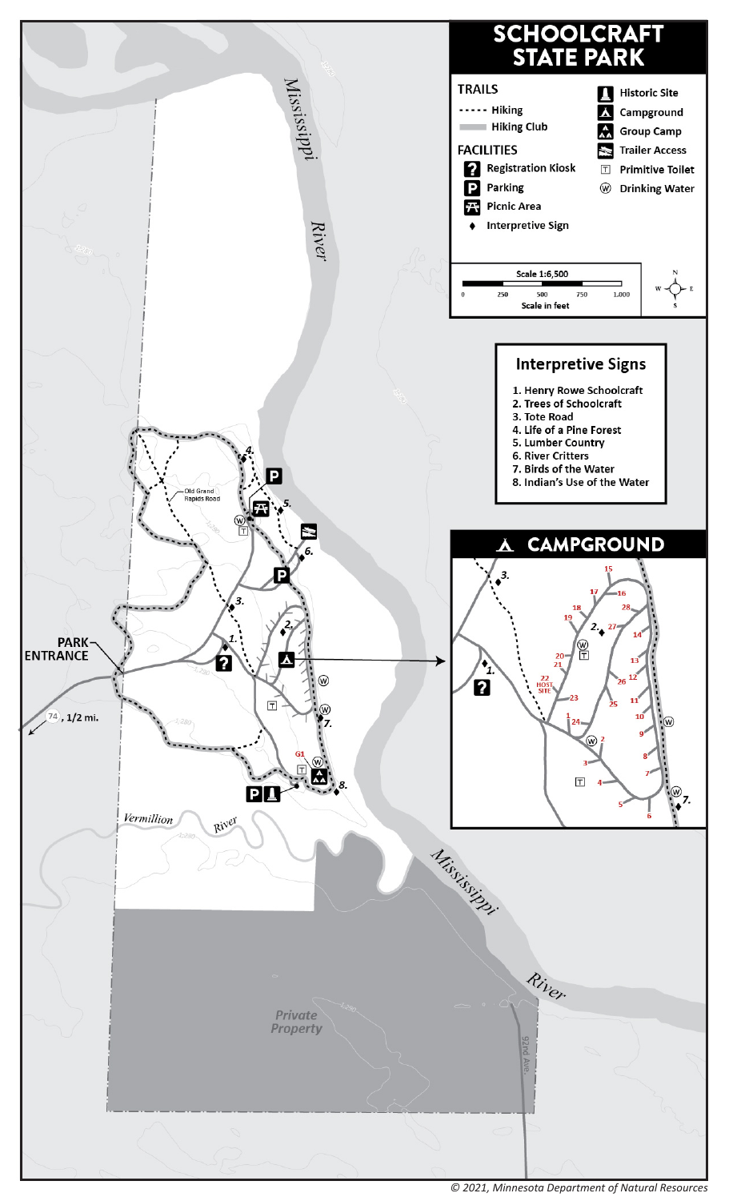# SCHOOLCRAFT STATE PARK

## TRAILS

- Hiking
- Hiking Club

## FACILITIES

- Registration Kiosk
- Parking
- Picnic Area
- Interpretive Sign
- Historic Site
- Campground
- Group Camp
- Trailer Access
- Primitive Toilet
- Drinking Water

Scale 1:6,500

0 250 500 750 1,000

Scale in feet

## Interpretive Signs

1. Henry Rowe Schoolcraft
2. Trees of Schoolcraft
3. Tote Road
4. Life of a Pine Forest
5. Lumber Country
6. River Critters
7. Birds of the Water
8. Indian's Use of the Water

## CAMPGROUND

22 HOST SITE

Mississippi River

Vermillion River

Old Grand Rapids Road

PARK ENTRANCE

74, 1/2 mi.

G1

Private Property

92nd Ave.

© 2021, Minnesota Department of Natural Resources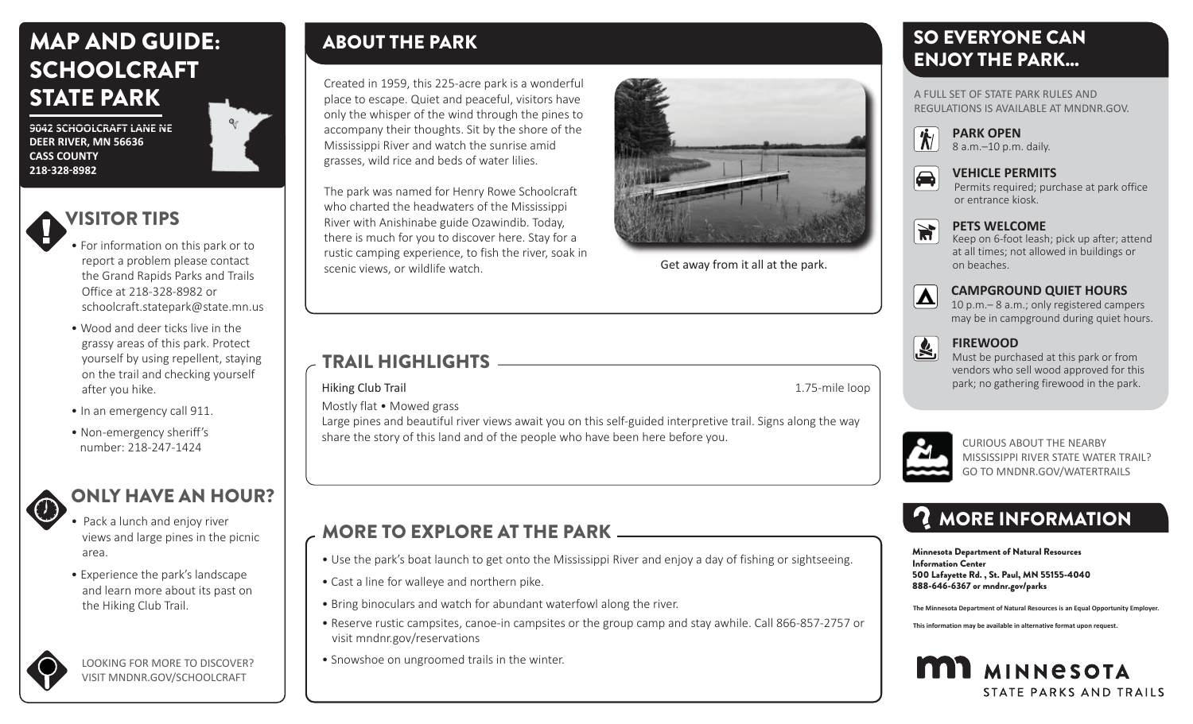# MAP AND GUIDE: SCHOOLCRAFT STATE PARK

9042 SCHOOLCRAFT LANE NE
DEER RIVER, MN 56636
CASS COUNTY
218-328-8982

## VISITOR TIPS

- For information on this park or to report a problem please contact the Grand Rapids Parks and Trails Office at 218-328-8982 or schoolcraft.statepark@state.mn.us
- Wood and deer ticks live in the grassy areas of this park. Protect yourself by using repellent, staying on the trail and checking yourself after you hike.
- In an emergency call 911.
- Non-emergency sheriff's number: 218-247-1424

## ONLY HAVE AN HOUR?

- Pack a lunch and enjoy river views and large pines in the picnic area.
- Experience the park's landscape and learn more about its past on the Hiking Club Trail.

LOOKING FOR MORE TO DISCOVER? VISIT MNDNR.GOV/SCHOOLCRAFT

## ABOUT THE PARK

Created in 1959, this 225-acre park is a wonderful place to escape. Quiet and peaceful, visitors have only the whisper of the wind through the pines to accompany their thoughts. Sit by the shore of the Mississippi River and watch the sunrise amid grasses, wild rice and beds of water lilies.

The park was named for Henry Rowe Schoolcraft who charted the headwaters of the Mississippi River with Anishinabe guide Ozawindib. Today, there is much for you to discover here. Stay for a rustic camping experience, to fish the river, soak in scenic views, or wildlife watch.

Get away from it all at the park.

## TRAIL HIGHLIGHTS

Hiking Club Trail — 1.75-mile loop

Mostly flat • Mowed grass

Large pines and beautiful river views await you on this self-guided interpretive trail. Signs along the way share the story of this land and of the people who have been here before you.

## MORE TO EXPLORE AT THE PARK

- Use the park's boat launch to get onto the Mississippi River and enjoy a day of fishing or sightseeing.
- Cast a line for walleye and northern pike.
- Bring binoculars and watch for abundant waterfowl along the river.
- Reserve rustic campsites, canoe-in campsites or the group camp and stay awhile. Call 866-857-2757 or visit mndnr.gov/reservations
- Snowshoe on ungroomed trails in the winter.

## SO EVERYONE CAN ENJOY THE PARK...

A FULL SET OF STATE PARK RULES AND REGULATIONS IS AVAILABLE AT MNDNR.GOV.

**PARK OPEN**
8 a.m.–10 p.m. daily.

**VEHICLE PERMITS**
Permits required; purchase at park office or entrance kiosk.

**PETS WELCOME**
Keep on 6-foot leash; pick up after; attend at all times; not allowed in buildings or on beaches.

**CAMPGROUND QUIET HOURS**
10 p.m.– 8 a.m.; only registered campers may be in campground during quiet hours.

**FIREWOOD**
Must be purchased at this park or from vendors who sell wood approved for this park; no gathering firewood in the park.

CURIOUS ABOUT THE NEARBY MISSISSIPPI RIVER STATE WATER TRAIL? GO TO MNDNR.GOV/WATERTRAILS

## MORE INFORMATION

**Minnesota Department of Natural Resources**
**Information Center**
**500 Lafayette Rd. , St. Paul, MN 55155-4040**
**888-646-6367 or mndnr.gov/parks**

The Minnesota Department of Natural Resources is an Equal Opportunity Employer.

This information may be available in alternative format upon request.

MINNESOTA STATE PARKS AND TRAILS